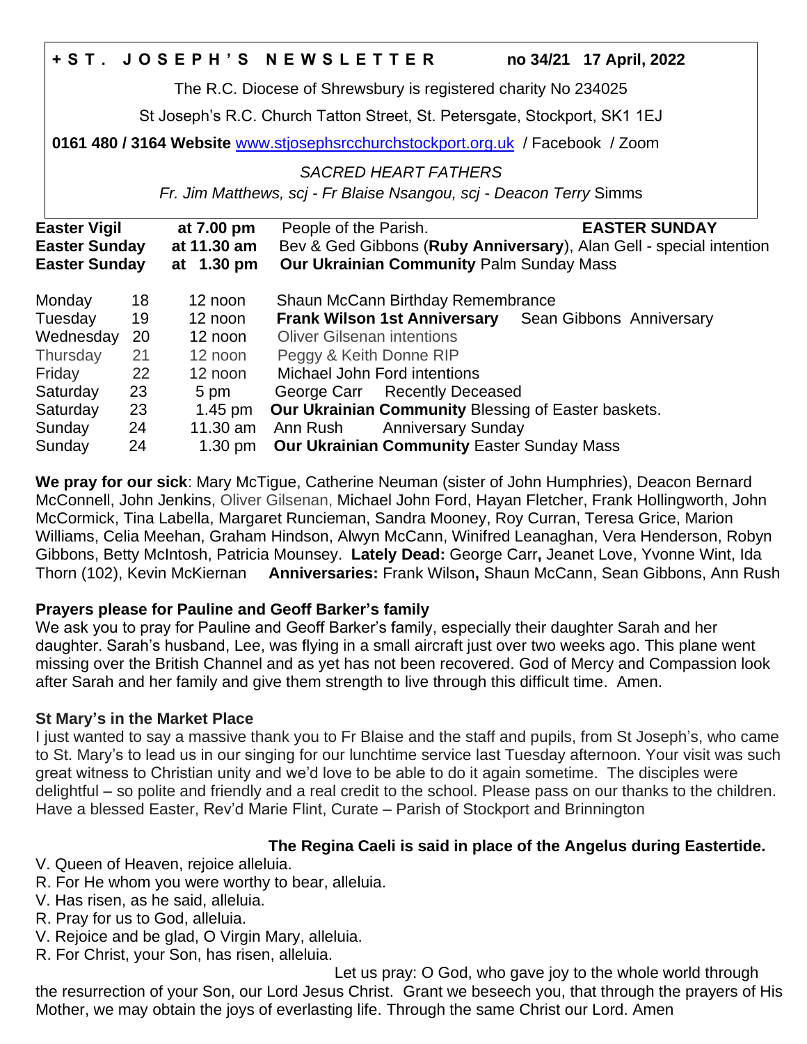**+ S T . J O S E P H ' S N E W S L E T T E R** **no 34/21 17 April, 2022**

The R.C. Diocese of Shrewsbury is registered charity No 234025

St Joseph's R.C. Church Tatton Street, St. Petersgate, Stockport, SK1 1EJ

**0161 480 / 3164 Website** www.stjosephsrcchurchstockport.org.uk / Facebook / Zoom

*SACRED HEART FATHERS*

*Fr. Jim Matthews, scj - Fr Blaise Nsangou, scj - Deacon Terry* Simms

| | | | |
|---|---|---|---|
| **Easter Vigil** | | **at 7.00 pm** | People of the Parish. **EASTER SUNDAY** |
| **Easter Sunday** | | **at 11.30 am** | Bev & Ged Gibbons (**Ruby Anniversary**), Alan Gell - special intention |
| **Easter Sunday** | | **at 1.30 pm** | **Our Ukrainian Community** Palm Sunday Mass |
| Monday | 18 | 12 noon | Shaun McCann Birthday Remembrance |
| Tuesday | 19 | 12 noon | **Frank Wilson 1st Anniversary** Sean Gibbons Anniversary |
| Wednesday | 20 | 12 noon | Oliver Gilsenan intentions |
| Thursday | 21 | 12 noon | Peggy & Keith Donne RIP |
| Friday | 22 | 12 noon | Michael John Ford intentions |
| Saturday | 23 | 5 pm | George Carr Recently Deceased |
| Saturday | 23 | 1.45 pm | **Our Ukrainian Community** Blessing of Easter baskets. |
| Sunday | 24 | 11.30 am | Ann Rush Anniversary Sunday |
| Sunday | 24 | 1.30 pm | **Our Ukrainian Community** Easter Sunday Mass |

**We pray for our sick**: Mary McTigue, Catherine Neuman (sister of John Humphries), Deacon Bernard McConnell, John Jenkins, Oliver Gilsenan, Michael John Ford, Hayan Fletcher, Frank Hollingworth, John McCormick, Tina Labella, Margaret Runcieman, Sandra Mooney, Roy Curran, Teresa Grice, Marion Williams, Celia Meehan, Graham Hindson, Alwyn McCann, Winifred Leanaghan, Vera Henderson, Robyn Gibbons, Betty McIntosh, Patricia Mounsey. **Lately Dead:** George Carr**,** Jeanet Love, Yvonne Wint, Ida Thorn (102), Kevin McKiernan **Anniversaries:** Frank Wilson**,** Shaun McCann, Sean Gibbons, Ann Rush

**Prayers please for Pauline and Geoff Barker's family**

We ask you to pray for Pauline and Geoff Barker's family, especially their daughter Sarah and her daughter. Sarah's husband, Lee, was flying in a small aircraft just over two weeks ago. This plane went missing over the British Channel and as yet has not been recovered. God of Mercy and Compassion look after Sarah and her family and give them strength to live through this difficult time. Amen.

**St Mary's in the Market Place**

I just wanted to say a massive thank you to Fr Blaise and the staff and pupils, from St Joseph's, who came to St. Mary's to lead us in our singing for our lunchtime service last Tuesday afternoon. Your visit was such great witness to Christian unity and we'd love to be able to do it again sometime. The disciples were delightful – so polite and friendly and a real credit to the school. Please pass on our thanks to the children. Have a blessed Easter, Rev'd Marie Flint, Curate – Parish of Stockport and Brinnington

**The Regina Caeli is said in place of the Angelus during Eastertide.**

V. Queen of Heaven, rejoice alleluia.
R. For He whom you were worthy to bear, alleluia.
V. Has risen, as he said, alleluia.
R. Pray for us to God, alleluia.
V. Rejoice and be glad, O Virgin Mary, alleluia.
R. For Christ, your Son, has risen, alleluia.

Let us pray: O God, who gave joy to the whole world through the resurrection of your Son, our Lord Jesus Christ. Grant we beseech you, that through the prayers of His Mother, we may obtain the joys of everlasting life. Through the same Christ our Lord. Amen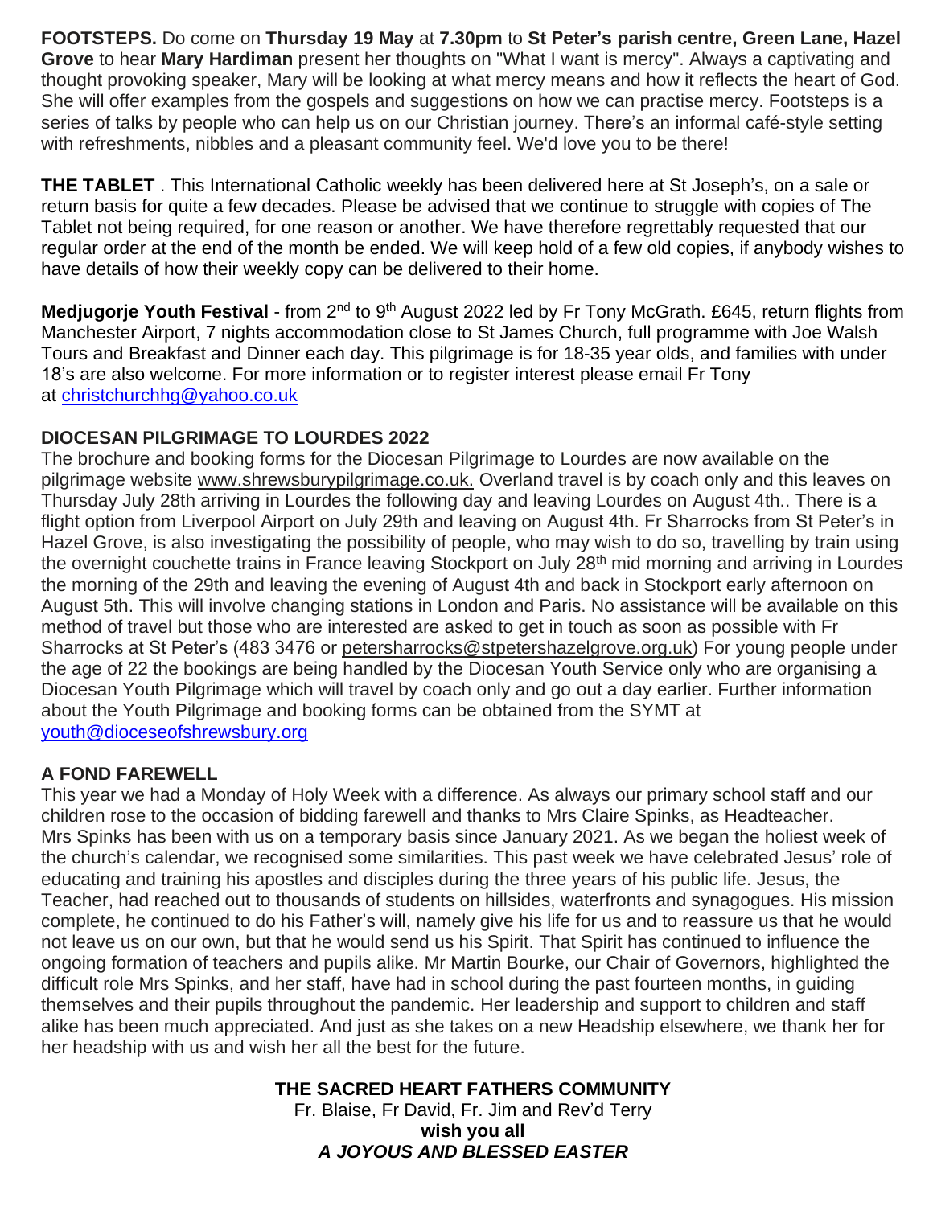**FOOTSTEPS.** Do come on **Thursday 19 May** at **7.30pm** to **St Peter's parish centre, Green Lane, Hazel Grove** to hear **Mary Hardiman** present her thoughts on "What I want is mercy". Always a captivating and thought provoking speaker, Mary will be looking at what mercy means and how it reflects the heart of God. She will offer examples from the gospels and suggestions on how we can practise mercy. Footsteps is a series of talks by people who can help us on our Christian journey. There's an informal café-style setting with refreshments, nibbles and a pleasant community feel. We'd love you to be there!

**THE TABLET** . This International Catholic weekly has been delivered here at St Joseph's, on a sale or return basis for quite a few decades. Please be advised that we continue to struggle with copies of The Tablet not being required, for one reason or another. We have therefore regrettably requested that our regular order at the end of the month be ended. We will keep hold of a few old copies, if anybody wishes to have details of how their weekly copy can be delivered to their home.

**Medjugorje Youth Festival** - from 2nd to 9th August 2022 led by Fr Tony McGrath. £645, return flights from Manchester Airport, 7 nights accommodation close to St James Church, full programme with Joe Walsh Tours and Breakfast and Dinner each day. This pilgrimage is for 18-35 year olds, and families with under 18's are also welcome. For more information or to register interest please email Fr Tony at christchurchhg@yahoo.co.uk

**DIOCESAN PILGRIMAGE TO LOURDES 2022**

The brochure and booking forms for the Diocesan Pilgrimage to Lourdes are now available on the pilgrimage website www.shrewsburypilgrimage.co.uk. Overland travel is by coach only and this leaves on Thursday July 28th arriving in Lourdes the following day and leaving Lourdes on August 4th.. There is a flight option from Liverpool Airport on July 29th and leaving on August 4th. Fr Sharrocks from St Peter's in Hazel Grove, is also investigating the possibility of people, who may wish to do so, travelling by train using the overnight couchette trains in France leaving Stockport on July 28th mid morning and arriving in Lourdes the morning of the 29th and leaving the evening of August 4th and back in Stockport early afternoon on August 5th. This will involve changing stations in London and Paris. No assistance will be available on this method of travel but those who are interested are asked to get in touch as soon as possible with Fr Sharrocks at St Peter's (483 3476 or petersharrocks@stpetershazelgrove.org.uk) For young people under the age of 22 the bookings are being handled by the Diocesan Youth Service only who are organising a Diocesan Youth Pilgrimage which will travel by coach only and go out a day earlier. Further information about the Youth Pilgrimage and booking forms can be obtained from the SYMT at youth@dioceseofshrewsbury.org

**A FOND FAREWELL**

This year we had a Monday of Holy Week with a difference. As always our primary school staff and our children rose to the occasion of bidding farewell and thanks to Mrs Claire Spinks, as Headteacher. Mrs Spinks has been with us on a temporary basis since January 2021. As we began the holiest week of the church's calendar, we recognised some similarities. This past week we have celebrated Jesus' role of educating and training his apostles and disciples during the three years of his public life. Jesus, the Teacher, had reached out to thousands of students on hillsides, waterfronts and synagogues. His mission complete, he continued to do his Father's will, namely give his life for us and to reassure us that he would not leave us on our own, but that he would send us his Spirit. That Spirit has continued to influence the ongoing formation of teachers and pupils alike. Mr Martin Bourke, our Chair of Governors, highlighted the difficult role Mrs Spinks, and her staff, have had in school during the past fourteen months, in guiding themselves and their pupils throughout the pandemic. Her leadership and support to children and staff alike has been much appreciated. And just as she takes on a new Headship elsewhere, we thank her for her headship with us and wish her all the best for the future.

**THE SACRED HEART FATHERS COMMUNITY**
Fr. Blaise, Fr David, Fr. Jim and Rev'd Terry
**wish you all**
***A JOYOUS AND BLESSED EASTER***